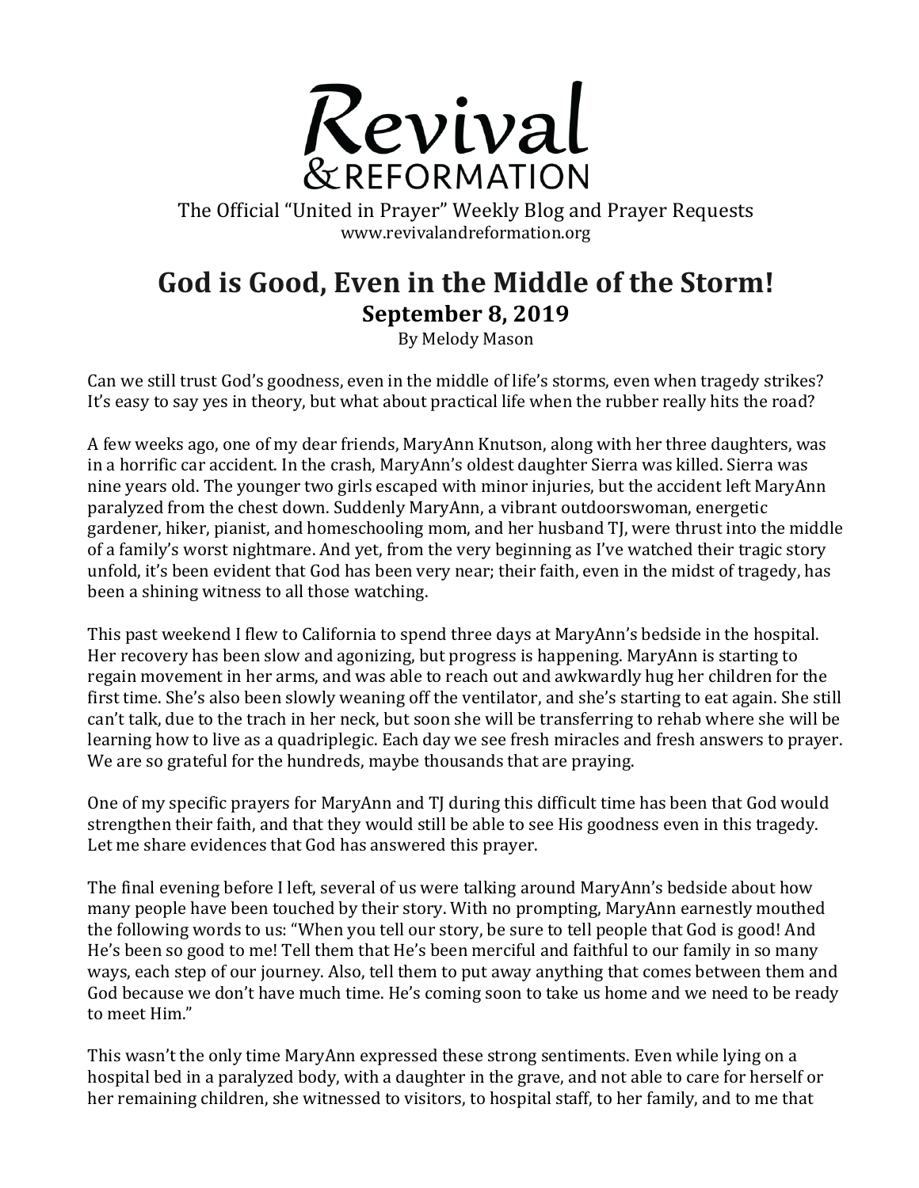# Revival & REFORMATION

The Official "United in Prayer" Weekly Blog and Prayer Requests
www.revivalandreformation.org

## God is Good, Even in the Middle of the Storm!

### September 8, 2019

By Melody Mason

Can we still trust God's goodness, even in the middle of life's storms, even when tragedy strikes? It's easy to say yes in theory, but what about practical life when the rubber really hits the road?

A few weeks ago, one of my dear friends, MaryAnn Knutson, along with her three daughters, was in a horrific car accident. In the crash, MaryAnn's oldest daughter Sierra was killed. Sierra was nine years old. The younger two girls escaped with minor injuries, but the accident left MaryAnn paralyzed from the chest down. Suddenly MaryAnn, a vibrant outdoorswoman, energetic gardener, hiker, pianist, and homeschooling mom, and her husband TJ, were thrust into the middle of a family's worst nightmare. And yet, from the very beginning as I've watched their tragic story unfold, it's been evident that God has been very near; their faith, even in the midst of tragedy, has been a shining witness to all those watching.

This past weekend I flew to California to spend three days at MaryAnn's bedside in the hospital. Her recovery has been slow and agonizing, but progress is happening. MaryAnn is starting to regain movement in her arms, and was able to reach out and awkwardly hug her children for the first time. She's also been slowly weaning off the ventilator, and she's starting to eat again. She still can't talk, due to the trach in her neck, but soon she will be transferring to rehab where she will be learning how to live as a quadriplegic. Each day we see fresh miracles and fresh answers to prayer. We are so grateful for the hundreds, maybe thousands that are praying.

One of my specific prayers for MaryAnn and TJ during this difficult time has been that God would strengthen their faith, and that they would still be able to see His goodness even in this tragedy. Let me share evidences that God has answered this prayer.

The final evening before I left, several of us were talking around MaryAnn's bedside about how many people have been touched by their story. With no prompting, MaryAnn earnestly mouthed the following words to us: "When you tell our story, be sure to tell people that God is good! And He's been so good to me! Tell them that He's been merciful and faithful to our family in so many ways, each step of our journey. Also, tell them to put away anything that comes between them and God because we don't have much time. He's coming soon to take us home and we need to be ready to meet Him."

This wasn't the only time MaryAnn expressed these strong sentiments. Even while lying on a hospital bed in a paralyzed body, with a daughter in the grave, and not able to care for herself or her remaining children, she witnessed to visitors, to hospital staff, to her family, and to me that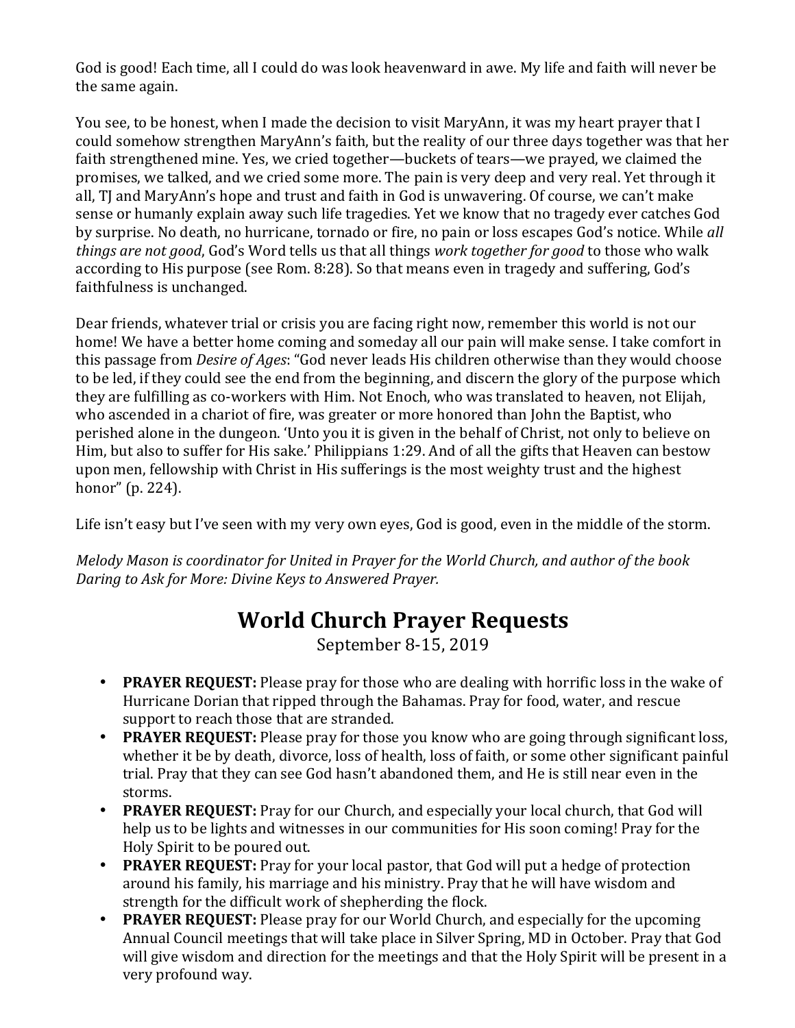God is good! Each time, all I could do was look heavenward in awe. My life and faith will never be the same again.

You see, to be honest, when I made the decision to visit MaryAnn, it was my heart prayer that I could somehow strengthen MaryAnn's faith, but the reality of our three days together was that her faith strengthened mine. Yes, we cried together—buckets of tears—we prayed, we claimed the promises, we talked, and we cried some more. The pain is very deep and very real. Yet through it all, TJ and MaryAnn's hope and trust and faith in God is unwavering. Of course, we can't make sense or humanly explain away such life tragedies. Yet we know that no tragedy ever catches God by surprise. No death, no hurricane, tornado or fire, no pain or loss escapes God's notice. While *all things are not good*, God's Word tells us that all things *work together for good* to those who walk according to His purpose (see Rom. 8:28). So that means even in tragedy and suffering, God's faithfulness is unchanged.

Dear friends, whatever trial or crisis you are facing right now, remember this world is not our home! We have a better home coming and someday all our pain will make sense. I take comfort in this passage from *Desire of Ages*: "God never leads His children otherwise than they would choose to be led, if they could see the end from the beginning, and discern the glory of the purpose which they are fulfilling as co-workers with Him. Not Enoch, who was translated to heaven, not Elijah, who ascended in a chariot of fire, was greater or more honored than John the Baptist, who perished alone in the dungeon. 'Unto you it is given in the behalf of Christ, not only to believe on Him, but also to suffer for His sake.' Philippians 1:29. And of all the gifts that Heaven can bestow upon men, fellowship with Christ in His sufferings is the most weighty trust and the highest honor" (p. 224).

Life isn't easy but I've seen with my very own eyes, God is good, even in the middle of the storm.

*Melody Mason is coordinator for United in Prayer for the World Church, and author of the book Daring to Ask for More: Divine Keys to Answered Prayer.*

# World Church Prayer Requests

September 8-15, 2019

- **PRAYER REQUEST:** Please pray for those who are dealing with horrific loss in the wake of Hurricane Dorian that ripped through the Bahamas. Pray for food, water, and rescue support to reach those that are stranded.
- **PRAYER REQUEST:** Please pray for those you know who are going through significant loss, whether it be by death, divorce, loss of health, loss of faith, or some other significant painful trial. Pray that they can see God hasn't abandoned them, and He is still near even in the storms.
- **PRAYER REQUEST:** Pray for our Church, and especially your local church, that God will help us to be lights and witnesses in our communities for His soon coming! Pray for the Holy Spirit to be poured out.
- **PRAYER REQUEST:** Pray for your local pastor, that God will put a hedge of protection around his family, his marriage and his ministry. Pray that he will have wisdom and strength for the difficult work of shepherding the flock.
- **PRAYER REQUEST:** Please pray for our World Church, and especially for the upcoming Annual Council meetings that will take place in Silver Spring, MD in October. Pray that God will give wisdom and direction for the meetings and that the Holy Spirit will be present in a very profound way.